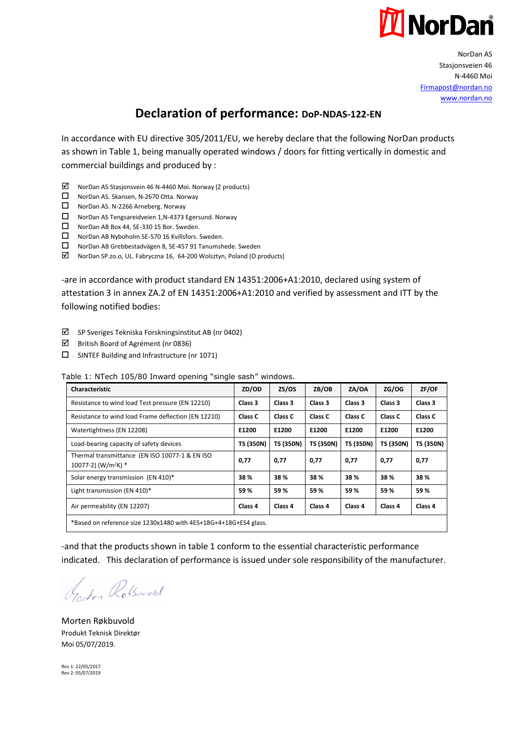NorDan AS
Stasjonsveien 46
N-4460 Moi
Firmapost@nordan.no
www.nordan.no

# Declaration of performance: DoP-NDAS-122-EN

In accordance with EU directive 305/2011/EU, we hereby declare that the following NorDan products as shown in Table 1, being manually operated windows / doors for fitting vertically in domestic and commercial buildings and produced by :

- ☑ NorDan AS Stasjonsvein 46 N-4460 Moi. Norway (Z products)
- ☐ NorDan AS. Skansen, N-2670 Otta. Norway
- ☐ NorDan AS. N-2266 Arneberg. Norway
- ☐ NorDan AS Tengsareidveien 1,N-4373 Egersund. Norway
- ☐ NorDan AB Box 44, SE-330 15 Bor. Sweden.
- ☐ NorDan AB Nyboholm SE-570 16 Kvillsfors. Sweden.
- ☐ NorDan AB Grebbestadvägen 8, SE-457 91 Tanumshede. Sweden
- ☑ NorDan SP.zo.o, UL. Fabryczna 16, 64-200 Wolsztyn, Poland (O products)

-are in accordance with product standard EN 14351:2006+A1:2010, declared using system of attestation 3 in annex ZA.2 of EN 14351:2006+A1:2010 and verified by assessment and ITT by the following notified bodies:

- ☑ SP Sveriges Tekniska Forskningsinstitut AB (nr 0402)
- ☑ British Board of Agrément (nr 0836)
- ☐ SINTEF Building and Infrastructure (nr 1071)

Table 1: NTech 105/80 Inward opening "single sash" windows.

| Characteristic | ZD/OD | ZS/OS | ZB/OB | ZA/OA | ZG/OG | ZF/OF |
|---|---|---|---|---|---|---|
| Resistance to wind load Test pressure (EN 12210) | Class 3 | Class 3 | Class 3 | Class 3 | Class 3 | Class 3 |
| Resistance to wind load Frame deflection (EN 12210) | Class C | Class C | Class C | Class C | Class C | Class C |
| Watertightness (EN 12208) | E1200 | E1200 | E1200 | E1200 | E1200 | E1200 |
| Load-bearing capacity of safety devices | TS (350N) | TS (350N) | TS (350N) | TS (350N) | TS (350N) | TS (350N) |
| Thermal transmittance (EN ISO 10077-1 & EN ISO 10077-2) ($W/m^2K$) * | 0,77 | 0,77 | 0,77 | 0,77 | 0,77 | 0,77 |
| Solar energy transmission (EN 410)* | 38 % | 38 % | 38 % | 38 % | 38 % | 38 % |
| Light transmission (EN 410)* | 59 % | 59 % | 59 % | 59 % | 59 % | 59 % |
| Air permeability (EN 12207) | Class 4 | Class 4 | Class 4 | Class 4 | Class 4 | Class 4 |
| *Based on reference size 1230x1480 with 4ES+18G+4+18G+ES4 glass. | | | | | | |

-and that the products shown in table 1 conform to the essential characteristic performance indicated. This declaration of performance is issued under sole responsibility of the manufacturer.

Morten Røkbuvold
Produkt Teknisk Direktør
Moi 05/07/2019.

Rev 1: 22/05/2017
Rev 2: 05/07/2019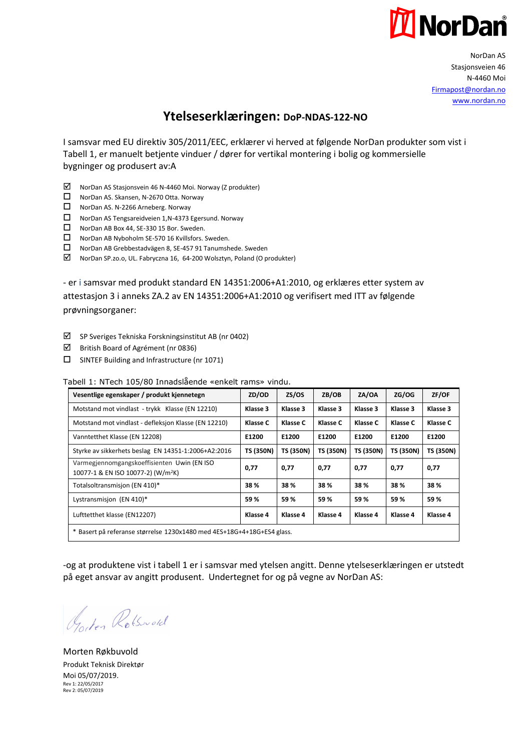NorDan AS
Stasjonsveien 46
N-4460 Moi
Firmapost@nordan.no
www.nordan.no

# Ytelseserklæringen: DoP-NDAS-122-NO

I samsvar med EU direktiv 305/2011/EEC, erklærer vi herved at følgende NorDan produkter som vist i Tabell 1, er manuelt betjente vinduer / dører for vertikal montering i bolig og kommersielle bygninger og produsert av:A

- ☑ NorDan AS Stasjonsvein 46 N-4460 Moi. Norway (Z produkter)
- ☐ NorDan AS. Skansen, N-2670 Otta. Norway
- ☐ NorDan AS. N-2266 Arneberg. Norway
- ☐ NorDan AS Tengsareidveien 1,N-4373 Egersund. Norway
- ☐ NorDan AB Box 44, SE-330 15 Bor. Sweden.
- ☐ NorDan AB Nyboholm SE-570 16 Kvillsfors. Sweden.
- ☐ NorDan AB Grebbestadvägen 8, SE-457 91 Tanumshede. Sweden
- ☑ NorDan SP.zo.o, UL. Fabryczna 16, 64-200 Wolsztyn, Poland (O produkter)

- er i samsvar med produkt standard EN 14351:2006+A1:2010, og erklæres etter system av attestasjon 3 i anneks ZA.2 av EN 14351:2006+A1:2010 og verifisert med ITT av følgende prøvningsorganer:

- ☑ SP Sveriges Tekniska Forskningsinstitut AB (nr 0402)
- ☑ British Board of Agrément (nr 0836)
- ☐ SINTEF Building and Infrastructure (nr 1071)

Tabell 1: NTech 105/80 Innadslående «enkelt rams» vindu.

| Vesentlige egenskaper / produkt kjennetegn | ZD/OD | ZS/OS | ZB/OB | ZA/OA | ZG/OG | ZF/OF |
|---|---|---|---|---|---|---|
| Motstand mot vindlast - trykk Klasse (EN 12210) | **Klasse 3** | **Klasse 3** | **Klasse 3** | **Klasse 3** | **Klasse 3** | **Klasse 3** |
| Motstand mot vindlast - defleksjon Klasse (EN 12210) | **Klasse C** | **Klasse C** | **Klasse C** | **Klasse C** | **Klasse C** | **Klasse C** |
| Vanntetthet Klasse (EN 12208) | **E1200** | **E1200** | **E1200** | **E1200** | **E1200** | **E1200** |
| Styrke av sikkerhets beslag EN 14351-1:2006+A2:2016 | **TS (350N)** | **TS (350N)** | **TS (350N)** | **TS (350N)** | **TS (350N)** | **TS (350N)** |
| Varmegjennomgangskoeffisienten Uwin (EN ISO 10077-1 & EN ISO 10077-2) ($W/m^2K$) | **0,77** | **0,77** | **0,77** | **0,77** | **0,77** | **0,77** |
| Totalsoltransmisjon (EN 410)* | **38 %** | **38 %** | **38 %** | **38 %** | **38 %** | **38 %** |
| Lystransmisjon (EN 410)* | **59 %** | **59 %** | **59 %** | **59 %** | **59 %** | **59 %** |
| Lufttetthet klasse (EN12207) | **Klasse 4** | **Klasse 4** | **Klasse 4** | **Klasse 4** | **Klasse 4** | **Klasse 4** |
| * Basert på referanse størrelse 1230x1480 med 4ES+18G+4+18G+ES4 glass. | | | | | | |

-og at produktene vist i tabell 1 er i samsvar med ytelsen angitt. Denne ytelseserklæringen er utstedt på eget ansvar av angitt produsent. Undertegnet for og på vegne av NorDan AS:

Morten Røkbuvold
Produkt Teknisk Direktør
Moi 05/07/2019.
Rev 1: 22/05/2017
Rev 2: 05/07/2019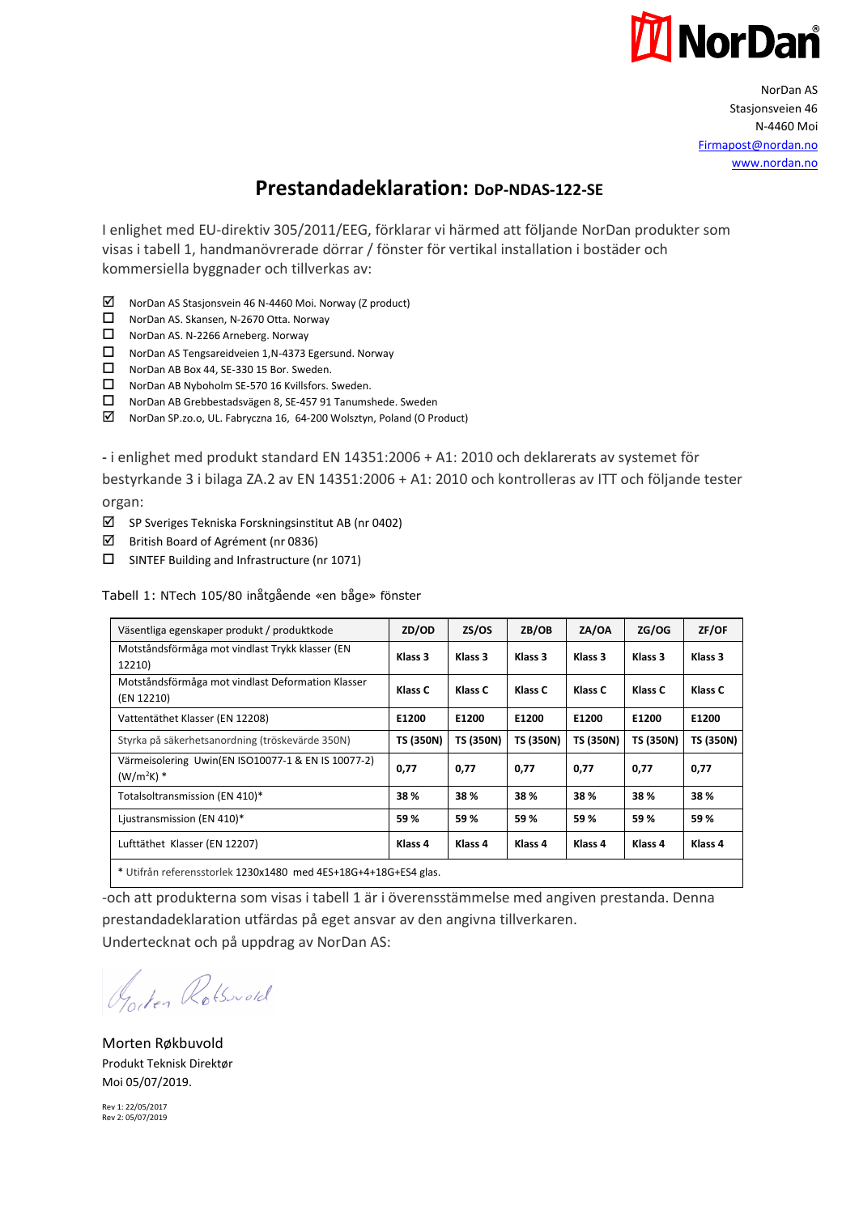NorDan AS
Stasjonsveien 46
N-4460 Moi
Firmapost@nordan.no
www.nordan.no

# Prestandadeklaration: DoP-NDAS-122-SE

I enlighet med EU-direktiv 305/2011/EEG, förklarar vi härmed att följande NorDan produkter som visas i tabell 1, handmanövrerade dörrar / fönster för vertikal installation i bostäder och kommersiella byggnader och tillverkas av:

- ☑ NorDan AS Stasjonsvein 46 N-4460 Moi. Norway (Z product)
- ☐ NorDan AS. Skansen, N-2670 Otta. Norway
- ☐ NorDan AS. N-2266 Arneberg. Norway
- ☐ NorDan AS Tengsareidveien 1,N-4373 Egersund. Norway
- ☐ NorDan AB Box 44, SE-330 15 Bor. Sweden.
- ☐ NorDan AB Nyboholm SE-570 16 Kvillsfors. Sweden.
- ☐ NorDan AB Grebbestadsvägen 8, SE-457 91 Tanumshede. Sweden
- ☑ NorDan SP.zo.o, UL. Fabryczna 16, 64-200 Wolsztyn, Poland (O Product)

- i enlighet med produkt standard EN 14351:2006 + A1: 2010 och deklarerats av systemet för bestyrkande 3 i bilaga ZA.2 av EN 14351:2006 + A1: 2010 och kontrolleras av ITT och följande tester organ:

- ☑ SP Sveriges Tekniska Forskningsinstitut AB (nr 0402)
- ☑ British Board of Agrément (nr 0836)
- ☐ SINTEF Building and Infrastructure (nr 1071)

Tabell 1: NTech 105/80 inåtgående «en båge» fönster

| Väsentliga egenskaper produkt / produktkode | ZD/OD | ZS/OS | ZB/OB | ZA/OA | ZG/OG | ZF/OF |
|---|---|---|---|---|---|---|
| Motståndsförmåga mot vindlast Trykk klasser (EN 12210) | Klass 3 | Klass 3 | Klass 3 | Klass 3 | Klass 3 | Klass 3 |
| Motståndsförmåga mot vindlast Deformation Klasser (EN 12210) | Klass C | Klass C | Klass C | Klass C | Klass C | Klass C |
| Vattentäthet Klasser (EN 12208) | E1200 | E1200 | E1200 | E1200 | E1200 | E1200 |
| Styrka på säkerhetsanordning (tröskevärde 350N) | TS (350N) | TS (350N) | TS (350N) | TS (350N) | TS (350N) | TS (350N) |
| Värmeisolering Uwin(EN ISO10077-1 & EN IS 10077-2) ($W/m^2K$) * | 0,77 | 0,77 | 0,77 | 0,77 | 0,77 | 0,77 |
| Totalsoltransmission (EN 410)* | 38 % | 38 % | 38 % | 38 % | 38 % | 38 % |
| Ljustransmission (EN 410)* | 59 % | 59 % | 59 % | 59 % | 59 % | 59 % |
| Lufttäthet Klasser (EN 12207) | Klass 4 | Klass 4 | Klass 4 | Klass 4 | Klass 4 | Klass 4 |
| * Utifrån referensstorlek 1230x1480 med 4ES+18G+4+18G+ES4 glas. | | | | | | |

-och att produkterna som visas i tabell 1 är i överensstämmelse med angiven prestanda. Denna prestandadeklaration utfärdas på eget ansvar av den angivna tillverkaren.
Undertecknat och på uppdrag av NorDan AS:

Morten Røkbuvold
Produkt Teknisk Direktør
Moi 05/07/2019.

Rev 1: 22/05/2017
Rev 2: 05/07/2019